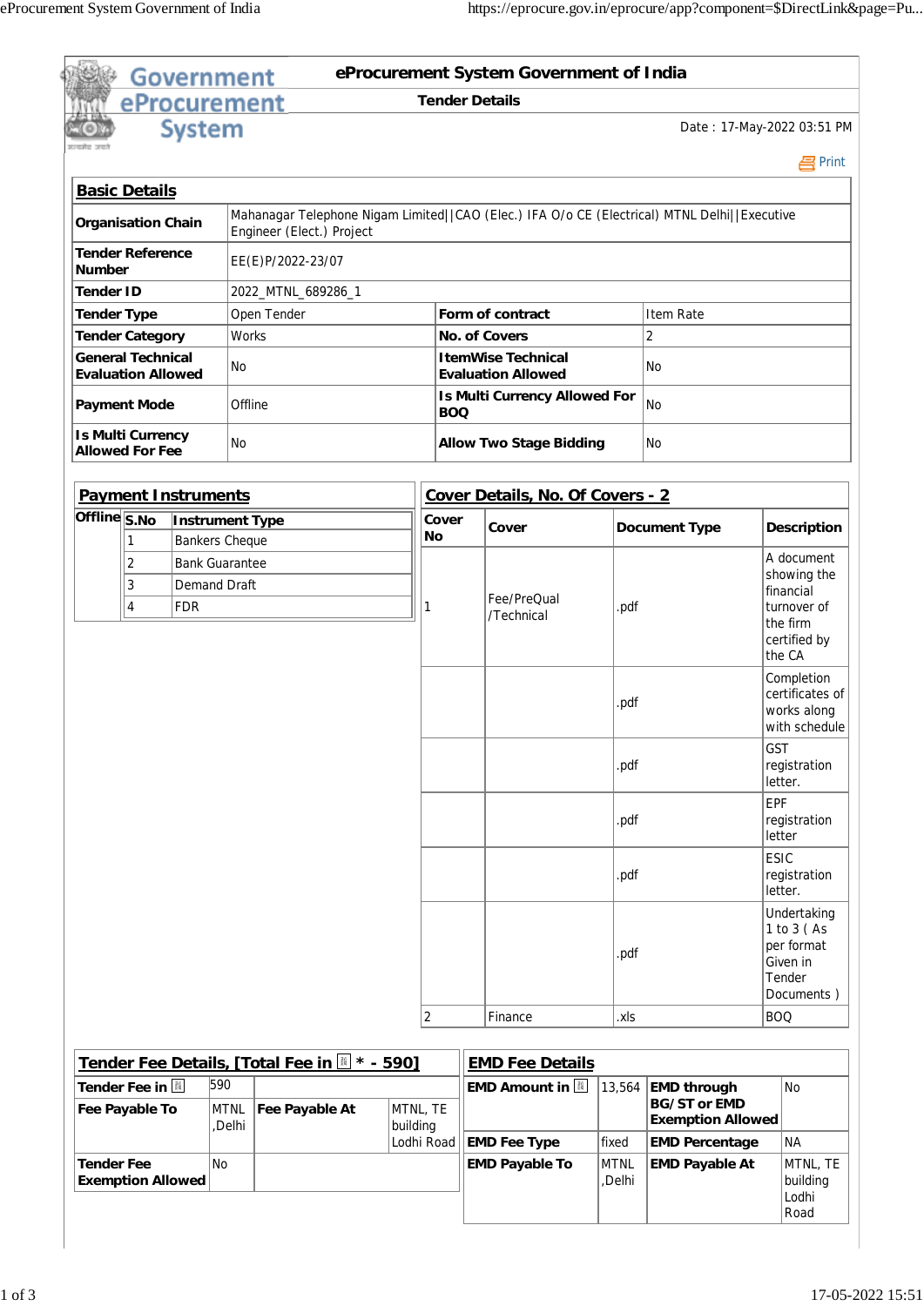# eProcurement System Government of India

## Tender Details

Date : 17-May-2022 03:51 PM

### Basic Details

| | | | |
|---|---|---|---|
| **Organisation Chain** | Mahanagar Telephone Nigam Limited\|\|CAO (Elec.) IFA O/o CE (Electrical) MTNL Delhi\|\|Executive Engineer (Elect.) Project | | |
| **Tender Reference Number** | EE(E)P/2022-23/07 | | |
| **Tender ID** | 2022_MTNL_689286_1 | | |
| **Tender Type** | Open Tender | **Form of contract** | Item Rate |
| **Tender Category** | Works | **No. of Covers** | 2 |
| **General Technical Evaluation Allowed** | No | **ItemWise Technical Evaluation Allowed** | No |
| **Payment Mode** | Offline | **Is Multi Currency Allowed For BOQ** | No |
| **Is Multi Currency Allowed For Fee** | No | **Allow Two Stage Bidding** | No |

### Payment Instruments

| | S.No | Instrument Type |
|---|---|---|
| **Offline** | 1 | Bankers Cheque |
| | 2 | Bank Guarantee |
| | 3 | Demand Draft |
| | 4 | FDR |

### Cover Details, No. Of Covers - 2

| Cover No | Cover | Document Type | Description |
|---|---|---|---|
| 1 | Fee/PreQual /Technical | .pdf | A document showing the financial turnover of the firm certified by the CA |
| | | .pdf | Completion certificates of works along with schedule |
| | | .pdf | GST registration letter. |
| | | .pdf | EPF registration letter |
| | | .pdf | ESIC registration letter. |
| | | .pdf | Undertaking 1 to 3 ( As per format Given in Tender Documents ) |
| 2 | Finance | .xls | BOQ |

### Tender Fee Details, [Total Fee in ₹ * - 590]

| | | | |
|---|---|---|---|
| **Tender Fee in ₹** | 590 | | |
| **Fee Payable To** | MTNL ,Delhi | **Fee Payable At** | MTNL, TE building Lodhi Road |
| **Tender Fee Exemption Allowed** | No | | |

### EMD Fee Details

| | | | |
|---|---|---|---|
| **EMD Amount in ₹** | 13,564 | **EMD through BG/ST or EMD Exemption Allowed** | No |
| **EMD Fee Type** | fixed | **EMD Percentage** | NA |
| **EMD Payable To** | MTNL ,Delhi | **EMD Payable At** | MTNL, TE building Lodhi Road |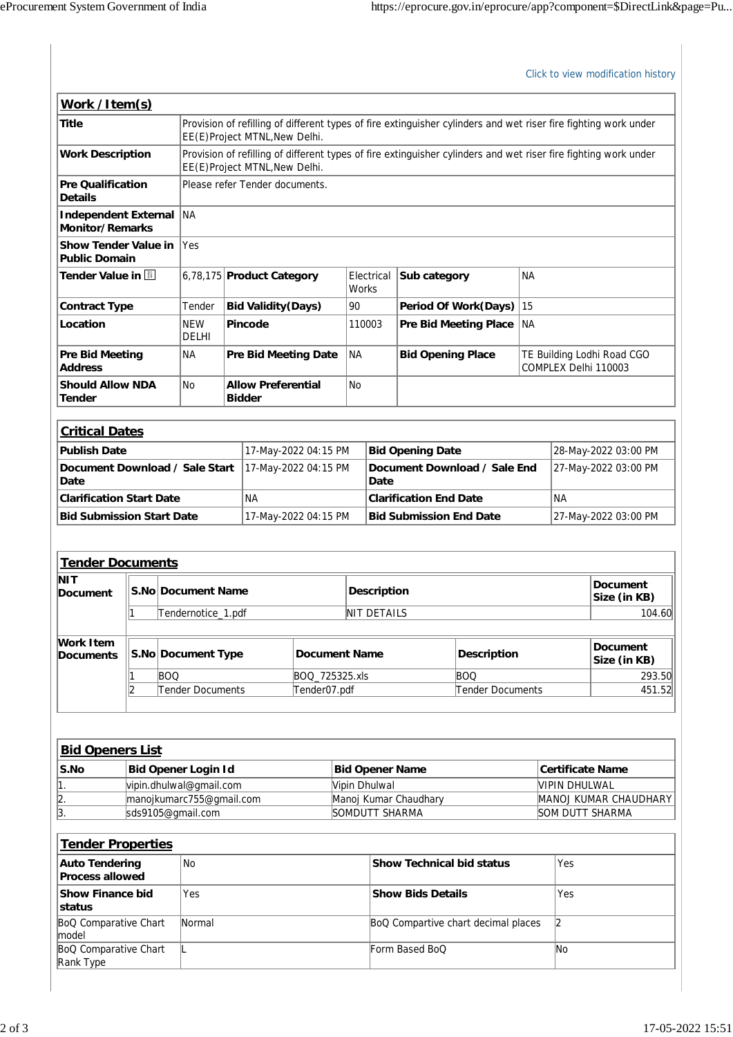Click to view modification history

## Work / Item(s)

| | | | | | |
|---|---|---|---|---|---|
| **Title** | Provision of refilling of different types of fire extinguisher cylinders and wet riser fire fighting work under EE(E)Project MTNL,New Delhi. | | | | |
| **Work Description** | Provision of refilling of different types of fire extinguisher cylinders and wet riser fire fighting work under EE(E)Project MTNL,New Delhi. | | | | |
| **Pre Qualification Details** | Please refer Tender documents. | | | | |
| **Independent External Monitor/Remarks** | NA | | | | |
| **Show Tender Value in Public Domain** | Yes | | | | |
| **Tender Value in ₹** | 6,78,175 | **Product Category** | Electrical Works | **Sub category** | NA |
| **Contract Type** | Tender | **Bid Validity(Days)** | 90 | **Period Of Work(Days)** | 15 |
| **Location** | NEW DELHI | **Pincode** | 110003 | **Pre Bid Meeting Place** | NA |
| **Pre Bid Meeting Address** | NA | **Pre Bid Meeting Date** | NA | **Bid Opening Place** | TE Building Lodhi Road CGO COMPLEX Delhi 110003 |
| **Should Allow NDA Tender** | No | **Allow Preferential Bidder** | No | | |

## Critical Dates

| | | | |
|---|---|---|---|
| **Publish Date** | 17-May-2022 04:15 PM | **Bid Opening Date** | 28-May-2022 03:00 PM |
| **Document Download / Sale Start Date** | 17-May-2022 04:15 PM | **Document Download / Sale End Date** | 27-May-2022 03:00 PM |
| **Clarification Start Date** | NA | **Clarification End Date** | NA |
| **Bid Submission Start Date** | 17-May-2022 04:15 PM | **Bid Submission End Date** | 27-May-2022 03:00 PM |

## Tender Documents

**NIT Document**

| S.No | Document Name | Description | Document Size (in KB) |
|---|---|---|---|
| 1 | Tendernotice_1.pdf | NIT DETAILS | 104.60 |

**Work Item Documents**

| S.No | Document Type | Document Name | Description | Document Size (in KB) |
|---|---|---|---|---|
| 1 | BOQ | BOQ_725325.xls | BOQ | 293.50 |
| 2 | Tender Documents | Tender07.pdf | Tender Documents | 451.52 |

## Bid Openers List

| S.No | Bid Opener Login Id | Bid Opener Name | Certificate Name |
|---|---|---|---|
| 1. | vipin.dhulwal@gmail.com | Vipin Dhulwal | VIPIN DHULWAL |
| 2. | manojkumarc755@gmail.com | Manoj Kumar Chaudhary | MANOJ KUMAR CHAUDHARY |
| 3. | sds9105@gmail.com | SOMDUTT SHARMA | SOM DUTT SHARMA |

## Tender Properties

| | | | |
|---|---|---|---|
| **Auto Tendering Process allowed** | No | **Show Technical bid status** | Yes |
| **Show Finance bid status** | Yes | **Show Bids Details** | Yes |
| BoQ Comparative Chart model | Normal | BoQ Compartive chart decimal places | 2 |
| BoQ Comparative Chart Rank Type | L | Form Based BoQ | No |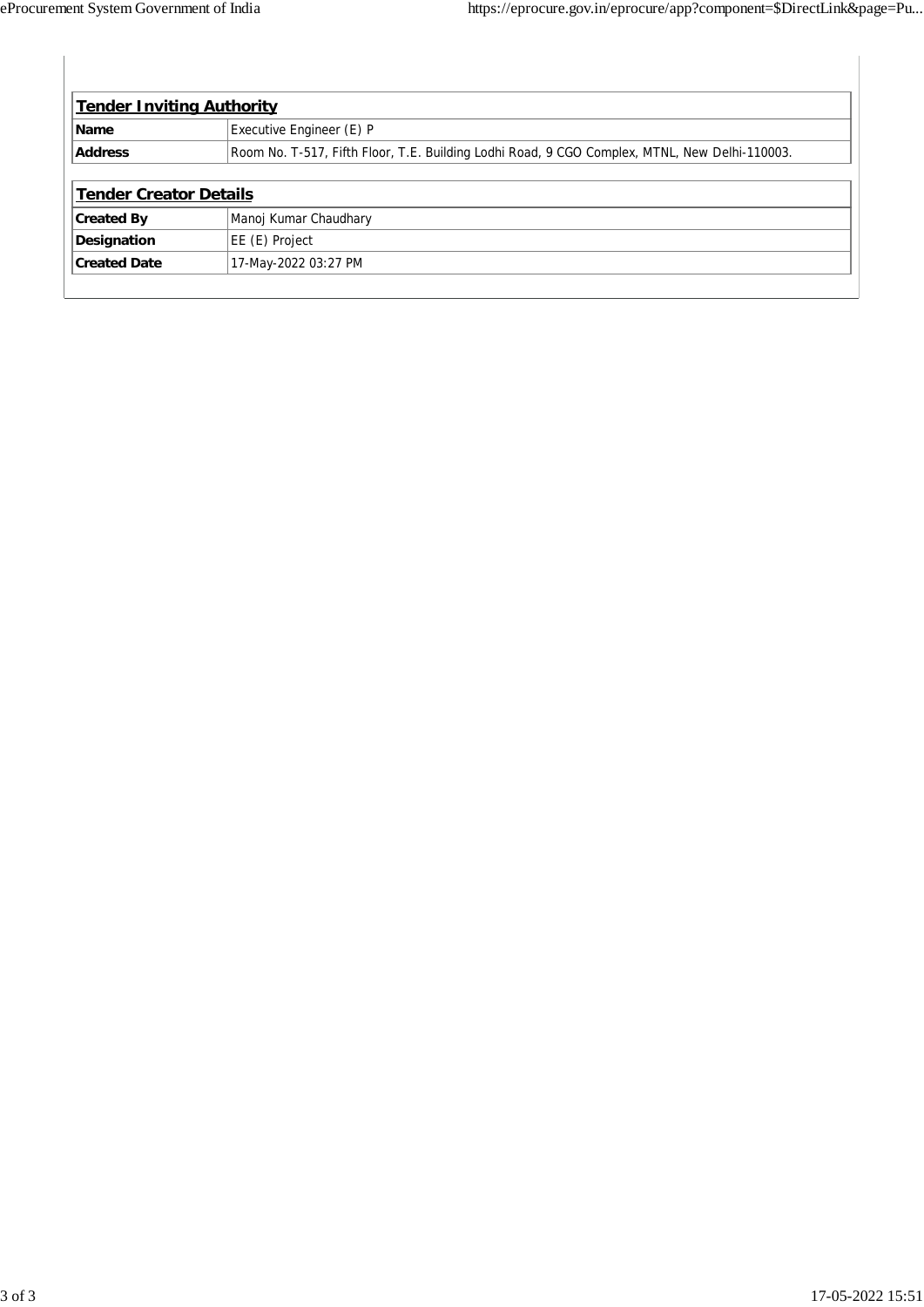| Tender Inviting Authority | |
|---|---|
| **Name** | Executive Engineer (E) P |
| **Address** | Room No. T-517, Fifth Floor, T.E. Building Lodhi Road, 9 CGO Complex, MTNL, New Delhi-110003. |

| Tender Creator Details | |
|---|---|
| **Created By** | Manoj Kumar Chaudhary |
| **Designation** | EE (E) Project |
| **Created Date** | 17-May-2022 03:27 PM |